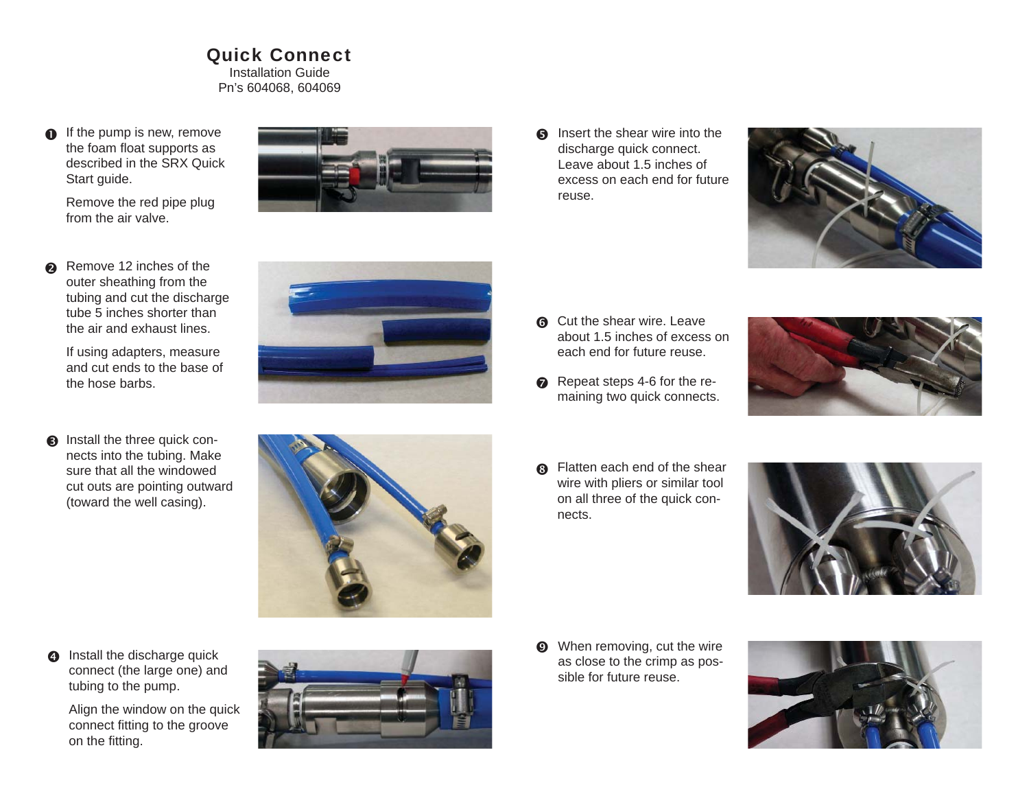# Quick Connect

Installation Guide
Pn's 604068, 604069

1. If the pump is new, remove the foam float supports as described in the SRX Quick Start guide.

   Remove the red pipe plug from the air valve.

2. Remove 12 inches of the outer sheathing from the tubing and cut the discharge tube 5 inches shorter than the air and exhaust lines.

   If using adapters, measure and cut ends to the base of the hose barbs.

3. Install the three quick connects into the tubing. Make sure that all the windowed cut outs are pointing outward (toward the well casing).

4. Install the discharge quick connect (the large one) and tubing to the pump.

   Align the window on the quick connect fitting to the groove on the fitting.

5. Insert the shear wire into the discharge quick connect. Leave about 1.5 inches of excess on each end for future reuse.

6. Cut the shear wire. Leave about 1.5 inches of excess on each end for future reuse.

7. Repeat steps 4-6 for the remaining two quick connects.

8. Flatten each end of the shear wire with pliers or similar tool on all three of the quick connects.

9. When removing, cut the wire as close to the crimp as possible for future reuse.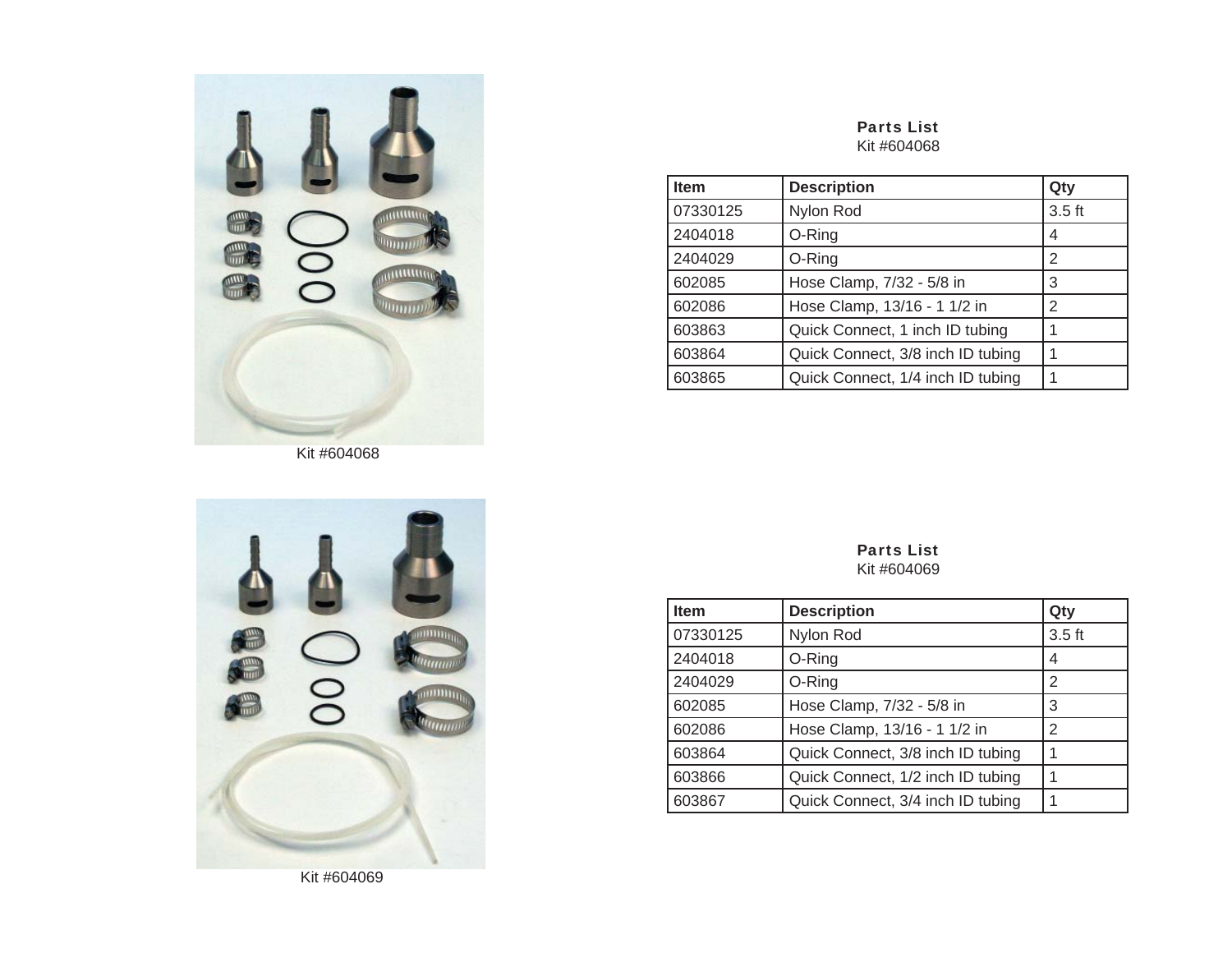Kit #604068

**Parts List**
Kit #604068

| Item | Description | Qty |
|---|---|---|
| 07330125 | Nylon Rod | 3.5 ft |
| 2404018 | O-Ring | 4 |
| 2404029 | O-Ring | 2 |
| 602085 | Hose Clamp, 7/32 - 5/8 in | 3 |
| 602086 | Hose Clamp, 13/16 - 1 1/2 in | 2 |
| 603863 | Quick Connect, 1 inch ID tubing | 1 |
| 603864 | Quick Connect, 3/8 inch ID tubing | 1 |
| 603865 | Quick Connect, 1/4 inch ID tubing | 1 |

Kit #604069

**Parts List**
Kit #604069

| Item | Description | Qty |
|---|---|---|
| 07330125 | Nylon Rod | 3.5 ft |
| 2404018 | O-Ring | 4 |
| 2404029 | O-Ring | 2 |
| 602085 | Hose Clamp, 7/32 - 5/8 in | 3 |
| 602086 | Hose Clamp, 13/16 - 1 1/2 in | 2 |
| 603864 | Quick Connect, 3/8 inch ID tubing | 1 |
| 603866 | Quick Connect, 1/2 inch ID tubing | 1 |
| 603867 | Quick Connect, 3/4 inch ID tubing | 1 |